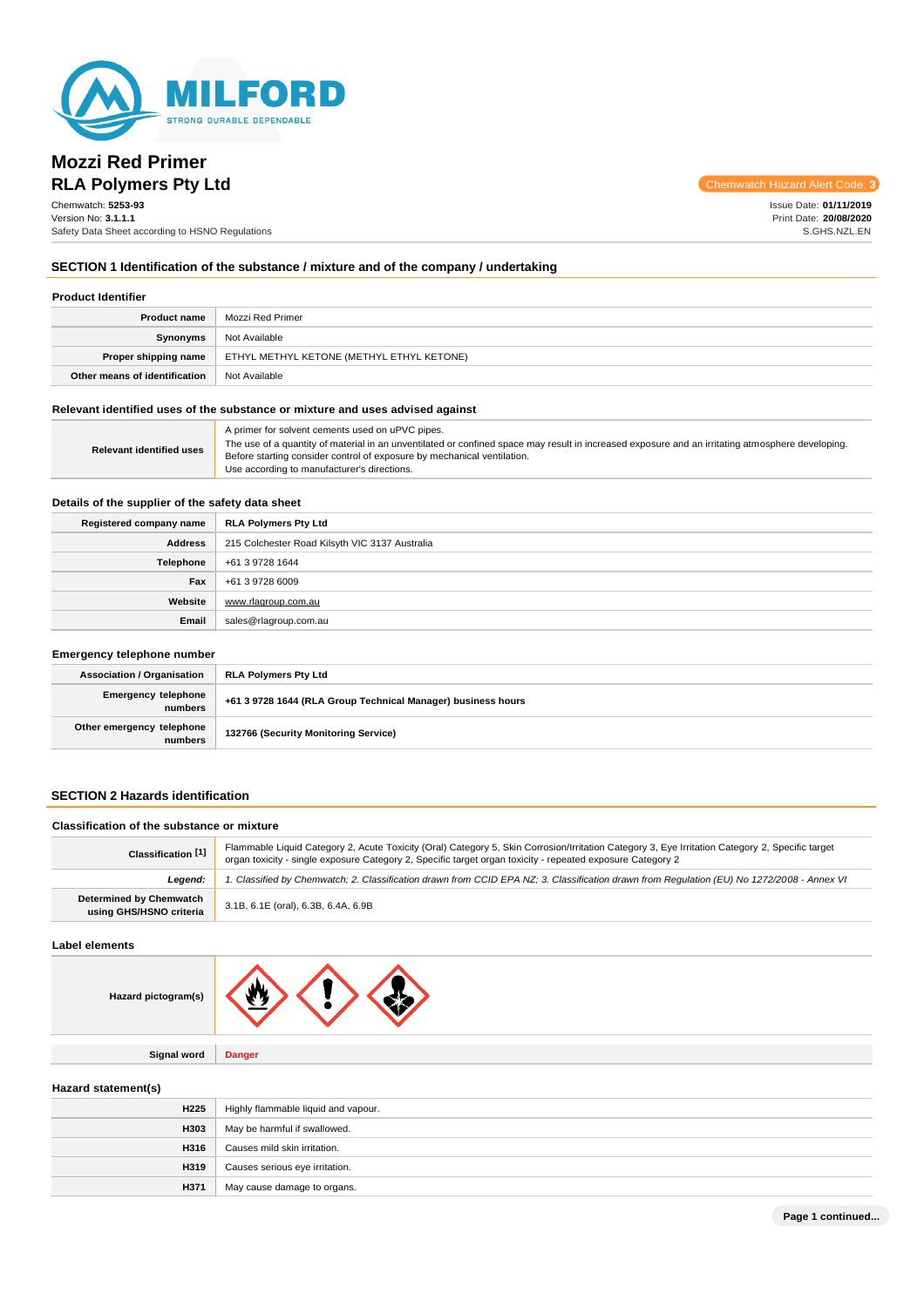# Mozzi Red Primer

## RLA Polymers Pty Ltd

Chemwatch Hazard Alert Code: 3

Chemwatch: **5253-93**
Version No: **3.1.1.1**
Safety Data Sheet according to HSNO Regulations

Issue Date: **01/11/2019**
Print Date: **20/08/2020**
S.GHS.NZL.EN

## SECTION 1 Identification of the substance / mixture and of the company / undertaking

### Product Identifier

| | |
|---|---|
| **Product name** | Mozzi Red Primer |
| **Synonyms** | Not Available |
| **Proper shipping name** | ETHYL METHYL KETONE (METHYL ETHYL KETONE) |
| **Other means of identification** | Not Available |

### Relevant identified uses of the substance or mixture and uses advised against

| | |
|---|---|
| **Relevant identified uses** | A primer for solvent cements used on uPVC pipes.<br>The use of a quantity of material in an unventilated or confined space may result in increased exposure and an irritating atmosphere developing. Before starting consider control of exposure by mechanical ventilation.<br>Use according to manufacturer's directions. |

### Details of the supplier of the safety data sheet

| | |
|---|---|
| **Registered company name** | **RLA Polymers Pty Ltd** |
| **Address** | 215 Colchester Road Kilsyth VIC 3137 Australia |
| **Telephone** | +61 3 9728 1644 |
| **Fax** | +61 3 9728 6009 |
| **Website** | www.rlagroup.com.au |
| **Email** | sales@rlagroup.com.au |

### Emergency telephone number

| | |
|---|---|
| **Association / Organisation** | **RLA Polymers Pty Ltd** |
| **Emergency telephone numbers** | **+61 3 9728 1644 (RLA Group Technical Manager) business hours** |
| **Other emergency telephone numbers** | **132766 (Security Monitoring Service)** |

## SECTION 2 Hazards identification

### Classification of the substance or mixture

| | |
|---|---|
| **Classification [1]** | Flammable Liquid Category 2, Acute Toxicity (Oral) Category 5, Skin Corrosion/Irritation Category 3, Eye Irritation Category 2, Specific target organ toxicity - single exposure Category 2, Specific target organ toxicity - repeated exposure Category 2 |
| ***Legend:*** | *1. Classified by Chemwatch; 2. Classification drawn from CCID EPA NZ; 3. Classification drawn from Regulation (EU) No 1272/2008 - Annex VI* |
| **Determined by Chemwatch using GHS/HSNO criteria** | 3.1B, 6.1E (oral), 6.3B, 6.4A, 6.9B |

### Label elements

| | |
|---|---|
| **Hazard pictogram(s)** | |
| **Signal word** | **Danger** |

### Hazard statement(s)

| | |
|---|---|
| **H225** | Highly flammable liquid and vapour. |
| **H303** | May be harmful if swallowed. |
| **H316** | Causes mild skin irritation. |
| **H319** | Causes serious eye irritation. |
| **H371** | May cause damage to organs. |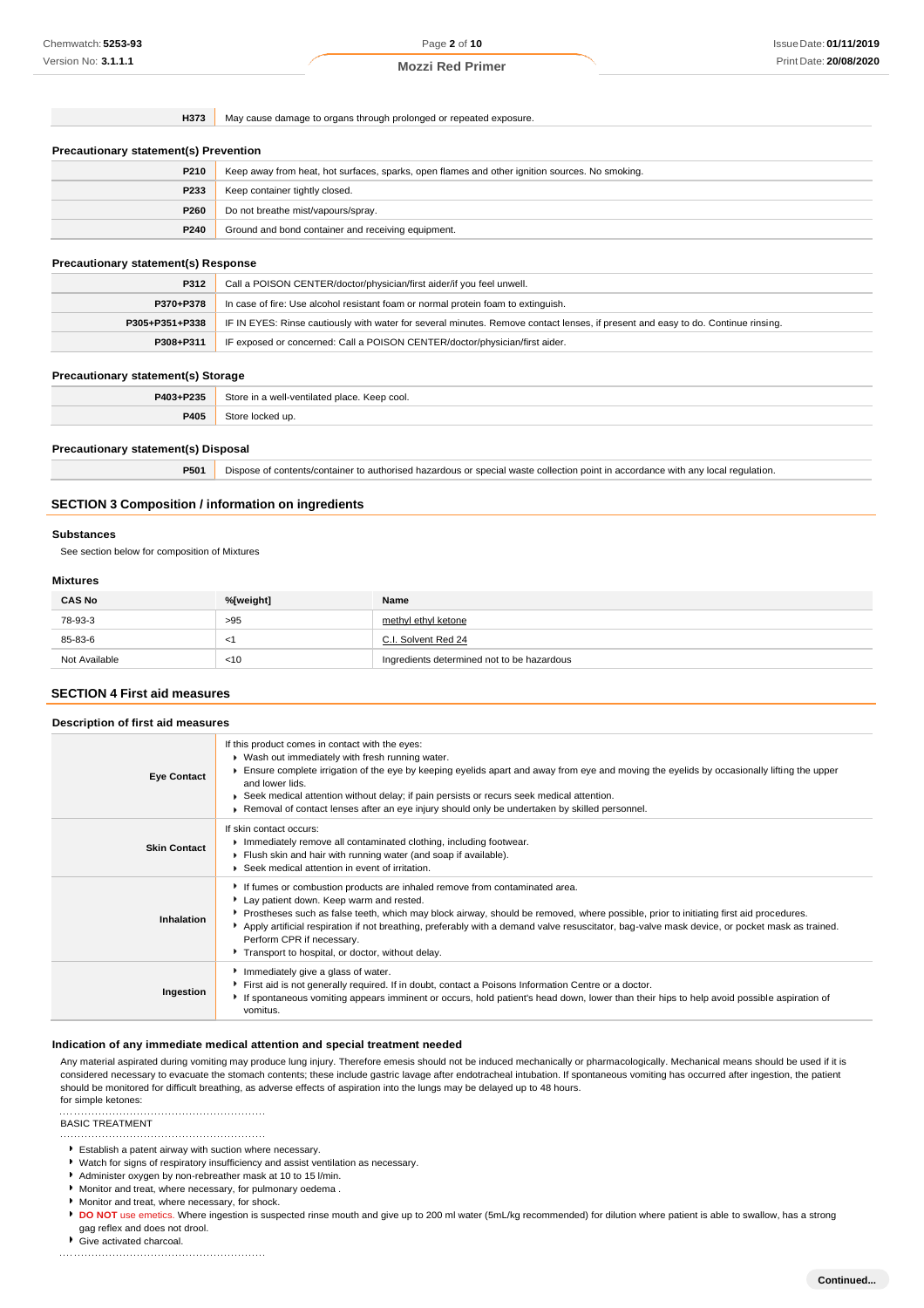| | |
|---|---|
| H373 | May cause damage to organs through prolonged or repeated exposure. |

### Precautionary statement(s) Prevention

| | |
|---|---|
| P210 | Keep away from heat, hot surfaces, sparks, open flames and other ignition sources. No smoking. |
| P233 | Keep container tightly closed. |
| P260 | Do not breathe mist/vapours/spray. |
| P240 | Ground and bond container and receiving equipment. |

### Precautionary statement(s) Response

| | |
|---|---|
| P312 | Call a POISON CENTER/doctor/physician/first aider/if you feel unwell. |
| P370+P378 | In case of fire: Use alcohol resistant foam or normal protein foam to extinguish. |
| P305+P351+P338 | IF IN EYES: Rinse cautiously with water for several minutes. Remove contact lenses, if present and easy to do. Continue rinsing. |
| P308+P311 | IF exposed or concerned: Call a POISON CENTER/doctor/physician/first aider. |

### Precautionary statement(s) Storage

| | |
|---|---|
| P403+P235 | Store in a well-ventilated place. Keep cool. |
| P405 | Store locked up. |

### Precautionary statement(s) Disposal

| | |
|---|---|
| P501 | Dispose of contents/container to authorised hazardous or special waste collection point in accordance with any local regulation. |

## SECTION 3 Composition / information on ingredients

### Substances

See section below for composition of Mixtures

### Mixtures

| CAS No | %[weight] | Name |
|---|---|---|
| 78-93-3 | >95 | methyl ethyl ketone |
| 85-83-6 | <1 | C.I. Solvent Red 24 |
| Not Available | <10 | Ingredients determined not to be hazardous |

## SECTION 4 First aid measures

### Description of first aid measures

| | |
|---|---|
| **Eye Contact** | If this product comes in contact with the eyes:<br>▸ Wash out immediately with fresh running water.<br>▸ Ensure complete irrigation of the eye by keeping eyelids apart and away from eye and moving the eyelids by occasionally lifting the upper and lower lids.<br>▸ Seek medical attention without delay; if pain persists or recurs seek medical attention.<br>▸ Removal of contact lenses after an eye injury should only be undertaken by skilled personnel. |
| **Skin Contact** | If skin contact occurs:<br>▸ Immediately remove all contaminated clothing, including footwear.<br>▸ Flush skin and hair with running water (and soap if available).<br>▸ Seek medical attention in event of irritation. |
| **Inhalation** | ▸ If fumes or combustion products are inhaled remove from contaminated area.<br>▸ Lay patient down. Keep warm and rested.<br>▸ Prostheses such as false teeth, which may block airway, should be removed, where possible, prior to initiating first aid procedures.<br>▸ Apply artificial respiration if not breathing, preferably with a demand valve resuscitator, bag-valve mask device, or pocket mask as trained. Perform CPR if necessary.<br>▸ Transport to hospital, or doctor, without delay. |
| **Ingestion** | ▸ Immediately give a glass of water.<br>▸ First aid is not generally required. If in doubt, contact a Poisons Information Centre or a doctor.<br>▸ If spontaneous vomiting appears imminent or occurs, hold patient's head down, lower than their hips to help avoid possible aspiration of vomitus. |

### Indication of any immediate medical attention and special treatment needed

Any material aspirated during vomiting may produce lung injury. Therefore emesis should not be induced mechanically or pharmacologically. Mechanical means should be used if it is considered necessary to evacuate the stomach contents; these include gastric lavage after endotracheal intubation. If spontaneous vomiting has occurred after ingestion, the patient should be monitored for difficult breathing, as adverse effects of aspiration into the lungs may be delayed up to 48 hours.
for simple ketones:

BASIC TREATMENT

- Establish a patent airway with suction where necessary.
- Watch for signs of respiratory insufficiency and assist ventilation as necessary.
- Administer oxygen by non-rebreather mask at 10 to 15 l/min.
- Monitor and treat, where necessary, for pulmonary oedema .
- Monitor and treat, where necessary, for shock.
- **DO NOT** use emetics. Where ingestion is suspected rinse mouth and give up to 200 ml water (5mL/kg recommended) for dilution where patient is able to swallow, has a strong gag reflex and does not drool.
- Give activated charcoal.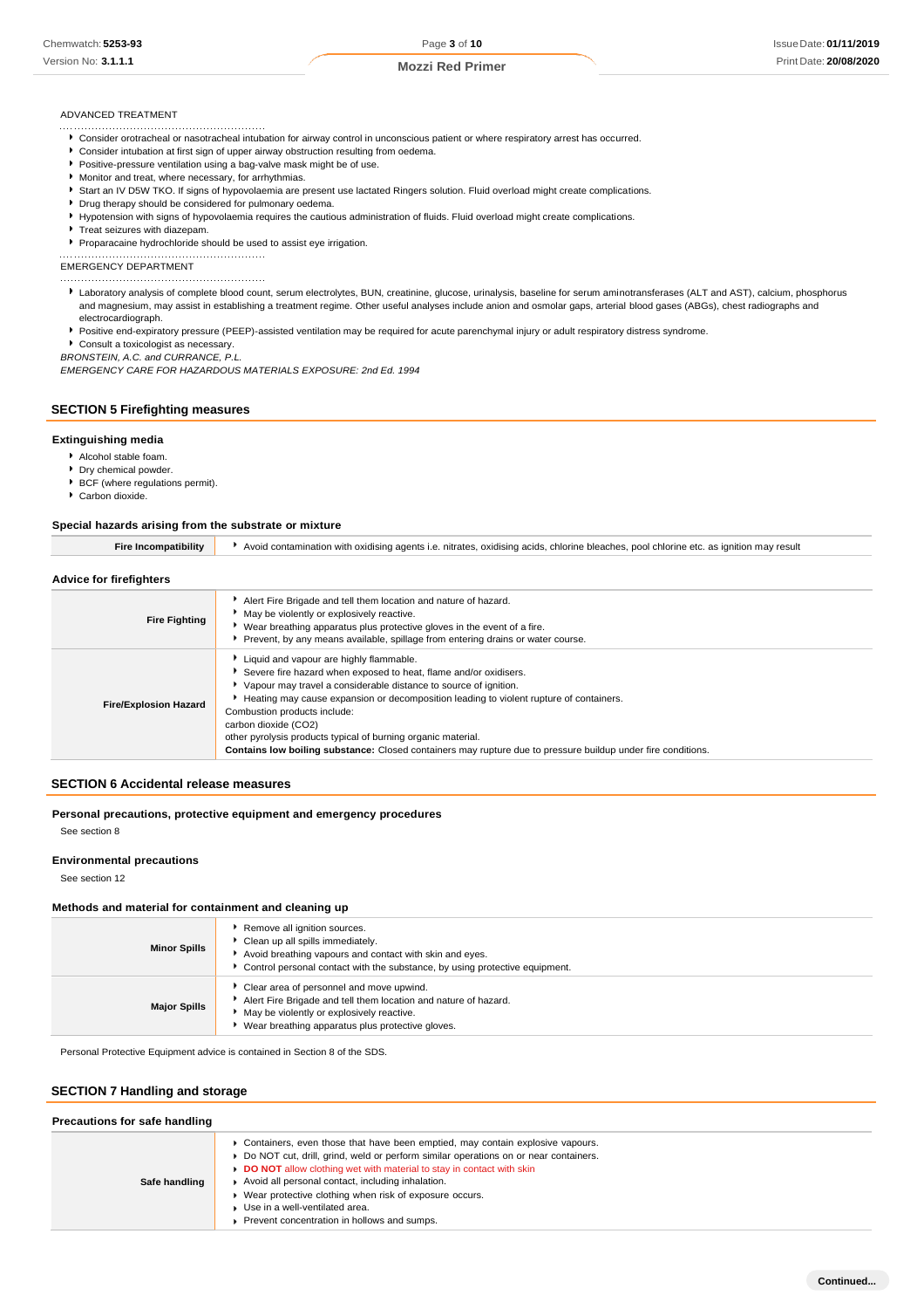ADVANCED TREATMENT

- Consider orotracheal or nasotracheal intubation for airway control in unconscious patient or where respiratory arrest has occurred.
- Consider intubation at first sign of upper airway obstruction resulting from oedema.
- Positive-pressure ventilation using a bag-valve mask might be of use.
- Monitor and treat, where necessary, for arrhythmias.
- Start an IV D5W TKO. If signs of hypovolaemia are present use lactated Ringers solution. Fluid overload might create complications.
- Drug therapy should be considered for pulmonary oedema.
- Hypotension with signs of hypovolaemia requires the cautious administration of fluids. Fluid overload might create complications.
- Treat seizures with diazepam.
- Proparacaine hydrochloride should be used to assist eye irrigation.

EMERGENCY DEPARTMENT

- Laboratory analysis of complete blood count, serum electrolytes, BUN, creatinine, glucose, urinalysis, baseline for serum aminotransferases (ALT and AST), calcium, phosphorus and magnesium, may assist in establishing a treatment regime. Other useful analyses include anion and osmolar gaps, arterial blood gases (ABGs), chest radiographs and electrocardiograph.
- Positive end-expiratory pressure (PEEP)-assisted ventilation may be required for acute parenchymal injury or adult respiratory distress syndrome.
- Consult a toxicologist as necessary.

*BRONSTEIN, A.C. and CURRANCE, P.L.*
*EMERGENCY CARE FOR HAZARDOUS MATERIALS EXPOSURE: 2nd Ed. 1994*

## SECTION 5 Firefighting measures

### Extinguishing media

- Alcohol stable foam.
- Dry chemical powder.
- BCF (where regulations permit).
- Carbon dioxide.

### Special hazards arising from the substrate or mixture

| | |
|---|---|
| **Fire Incompatibility** | Avoid contamination with oxidising agents i.e. nitrates, oxidising acids, chlorine bleaches, pool chlorine etc. as ignition may result |

### Advice for firefighters

| | |
|---|---|
| **Fire Fighting** | - Alert Fire Brigade and tell them location and nature of hazard.<br>- May be violently or explosively reactive.<br>- Wear breathing apparatus plus protective gloves in the event of a fire.<br>- Prevent, by any means available, spillage from entering drains or water course. |
| **Fire/Explosion Hazard** | - Liquid and vapour are highly flammable.<br>- Severe fire hazard when exposed to heat, flame and/or oxidisers.<br>- Vapour may travel a considerable distance to source of ignition.<br>- Heating may cause expansion or decomposition leading to violent rupture of containers.<br>Combustion products include:<br>carbon dioxide ($CO_2$)<br>other pyrolysis products typical of burning organic material.<br>**Contains low boiling substance:** Closed containers may rupture due to pressure buildup under fire conditions. |

## SECTION 6 Accidental release measures

### Personal precautions, protective equipment and emergency procedures

See section 8

### Environmental precautions

See section 12

### Methods and material for containment and cleaning up

| | |
|---|---|
| **Minor Spills** | - Remove all ignition sources.<br>- Clean up all spills immediately.<br>- Avoid breathing vapours and contact with skin and eyes.<br>- Control personal contact with the substance, by using protective equipment. |
| **Major Spills** | - Clear area of personnel and move upwind.<br>- Alert Fire Brigade and tell them location and nature of hazard.<br>- May be violently or explosively reactive.<br>- Wear breathing apparatus plus protective gloves. |

Personal Protective Equipment advice is contained in Section 8 of the SDS.

## SECTION 7 Handling and storage

### Precautions for safe handling

| | |
|---|---|
| **Safe handling** | - Containers, even those that have been emptied, may contain explosive vapours.<br>- Do NOT cut, drill, grind, weld or perform similar operations on or near containers.<br>- **DO NOT** allow clothing wet with material to stay in contact with skin<br>- Avoid all personal contact, including inhalation.<br>- Wear protective clothing when risk of exposure occurs.<br>- Use in a well-ventilated area.<br>- Prevent concentration in hollows and sumps. |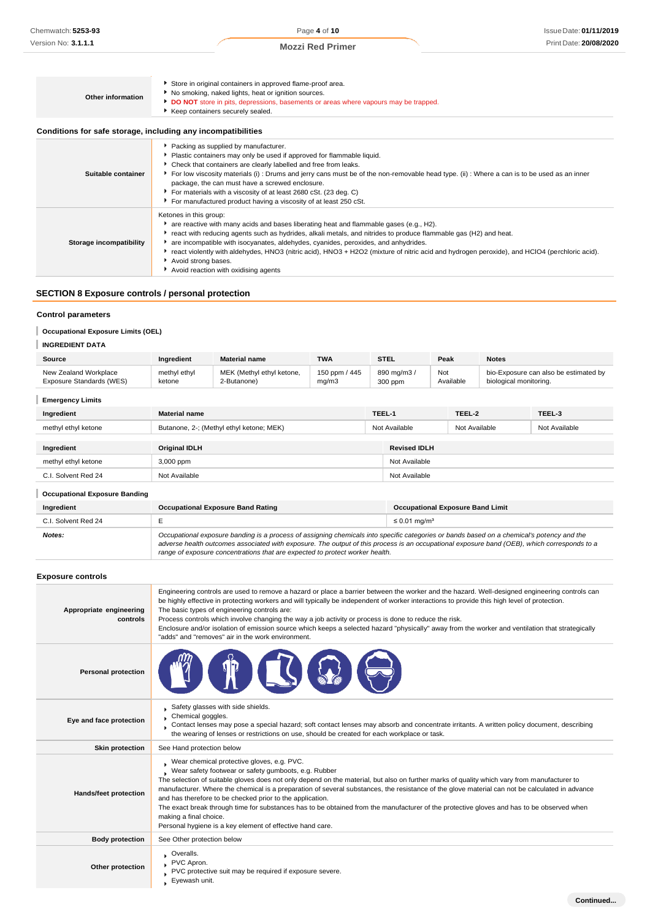| | |
|---|---|
| **Other information** | - Store in original containers in approved flame-proof area.<br>- No smoking, naked lights, heat or ignition sources.<br>- **DO NOT** store in pits, depressions, basements or areas where vapours may be trapped.<br>- Keep containers securely sealed. |

### Conditions for safe storage, including any incompatibilities

| | |
|---|---|
| **Suitable container** | - Packing as supplied by manufacturer.<br>- Plastic containers may only be used if approved for flammable liquid.<br>- Check that containers are clearly labelled and free from leaks.<br>- For low viscosity materials (i) : Drums and jerry cans must be of the non-removable head type. (ii) : Where a can is to be used as an inner package, the can must have a screwed enclosure.<br>- For materials with a viscosity of at least 2680 cSt. (23 deg. C)<br>- For manufactured product having a viscosity of at least 250 cSt. |
| **Storage incompatibility** | Ketones in this group:<br>- are reactive with many acids and bases liberating heat and flammable gases (e.g., H2).<br>- react with reducing agents such as hydrides, alkali metals, and nitrides to produce flammable gas (H2) and heat.<br>- are incompatible with isocyanates, aldehydes, cyanides, peroxides, and anhydrides.<br>- react violently with aldehydes, HNO3 (nitric acid), HNO3 + H2O2 (mixture of nitric acid and hydrogen peroxide), and HClO4 (perchloric acid).<br>- Avoid strong bases.<br>- Avoid reaction with oxidising agents |

## SECTION 8 Exposure controls / personal protection

### Control parameters

#### Occupational Exposure Limits (OEL)

#### INGREDIENT DATA

| Source | Ingredient | Material name | TWA | STEL | Peak | Notes |
|---|---|---|---|---|---|---|
| New Zealand Workplace Exposure Standards (WES) | methyl ethyl ketone | MEK (Methyl ethyl ketone, 2-Butanone) | 150 ppm / 445 mg/m3 | 890 mg/m3 / 300 ppm | Not Available | bio-Exposure can also be estimated by biological monitoring. |

#### Emergency Limits

| Ingredient | Material name | TEEL-1 | TEEL-2 | TEEL-3 |
|---|---|---|---|---|
| methyl ethyl ketone | Butanone, 2-; (Methyl ethyl ketone; MEK) | Not Available | Not Available | Not Available |

| Ingredient | Original IDLH | Revised IDLH |
|---|---|---|
| methyl ethyl ketone | 3,000 ppm | Not Available |
| C.I. Solvent Red 24 | Not Available | Not Available |

#### Occupational Exposure Banding

| Ingredient | Occupational Exposure Band Rating | Occupational Exposure Band Limit |
|---|---|---|
| C.I. Solvent Red 24 | E | ≤ 0.01 mg/m³ |
| ***Notes:*** | *Occupational exposure banding is a process of assigning chemicals into specific categories or bands based on a chemical's potency and the adverse health outcomes associated with exposure. The output of this process is an occupational exposure band (OEB), which corresponds to a range of exposure concentrations that are expected to protect worker health.* | |

### Exposure controls

| | |
|---|---|
| **Appropriate engineering controls** | Engineering controls are used to remove a hazard or place a barrier between the worker and the hazard. Well-designed engineering controls can be highly effective in protecting workers and will typically be independent of worker interactions to provide this high level of protection.<br>The basic types of engineering controls are:<br>Process controls which involve changing the way a job activity or process is done to reduce the risk.<br>Enclosure and/or isolation of emission source which keeps a selected hazard "physically" away from the worker and ventilation that strategically "adds" and "removes" air in the work environment. |
| **Personal protection** | |
| **Eye and face protection** | - Safety glasses with side shields.<br>- Chemical goggles.<br>- Contact lenses may pose a special hazard; soft contact lenses may absorb and concentrate irritants. A written policy document, describing the wearing of lenses or restrictions on use, should be created for each workplace or task. |
| **Skin protection** | See Hand protection below |
| **Hands/feet protection** | - Wear chemical protective gloves, e.g. PVC.<br>- Wear safety footwear or safety gumboots, e.g. Rubber<br>The selection of suitable gloves does not only depend on the material, but also on further marks of quality which vary from manufacturer to manufacturer. Where the chemical is a preparation of several substances, the resistance of the glove material can not be calculated in advance and has therefore to be checked prior to the application.<br>The exact break through time for substances has to be obtained from the manufacturer of the protective gloves and has to be observed when making a final choice.<br>Personal hygiene is a key element of effective hand care. |
| **Body protection** | See Other protection below |
| **Other protection** | - Overalls.<br>- PVC Apron.<br>- PVC protective suit may be required if exposure severe.<br>- Eyewash unit. |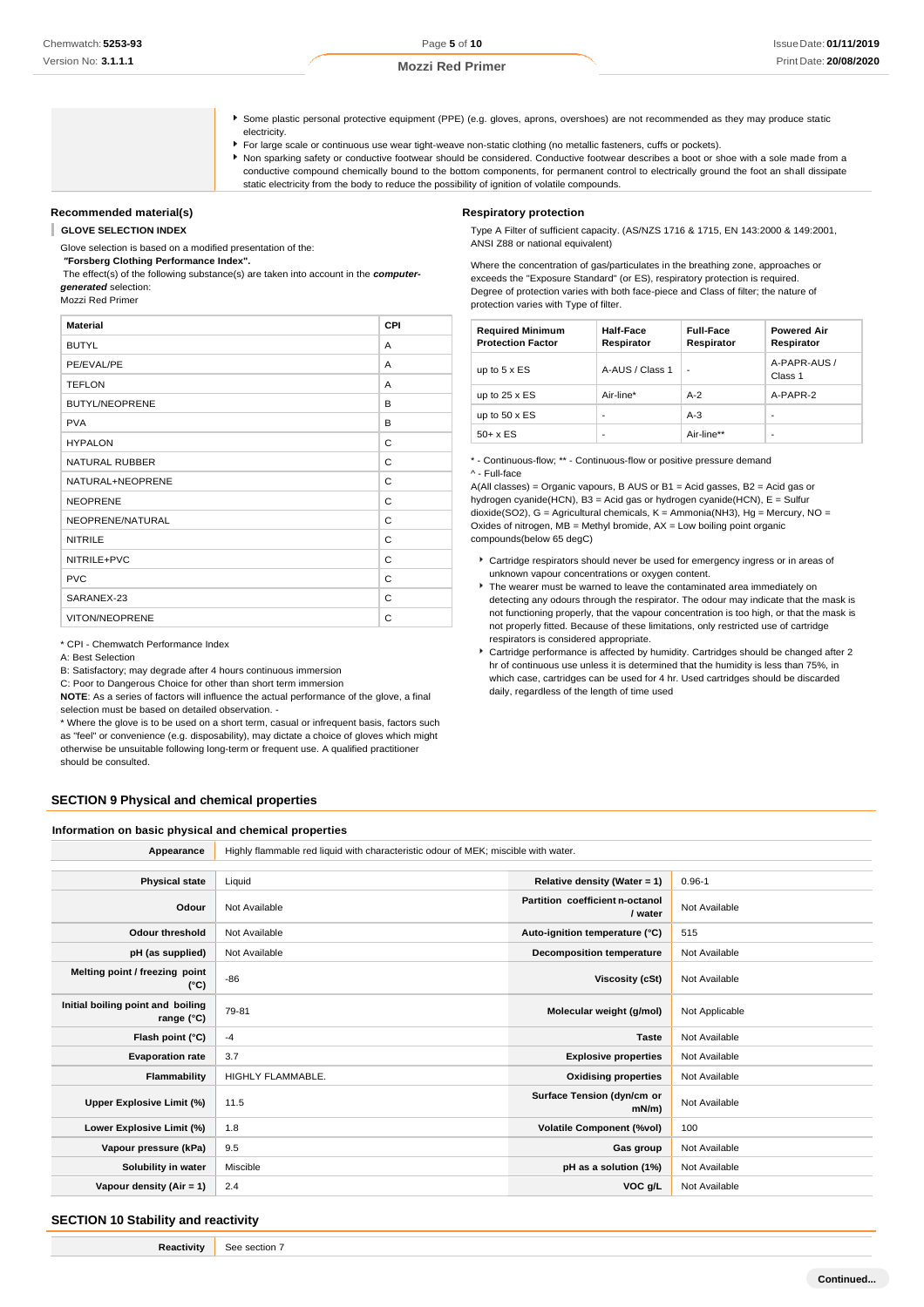- Some plastic personal protective equipment (PPE) (e.g. gloves, aprons, overshoes) are not recommended as they may produce static electricity.
- For large scale or continuous use wear tight-weave non-static clothing (no metallic fasteners, cuffs or pockets).
- Non sparking safety or conductive footwear should be considered. Conductive footwear describes a boot or shoe with a sole made from a conductive compound chemically bound to the bottom components, for permanent control to electrically ground the foot an shall dissipate static electricity from the body to reduce the possibility of ignition of volatile compounds.

### Recommended material(s)

**GLOVE SELECTION INDEX**

Glove selection is based on a modified presentation of the:

***"Forsberg Clothing Performance Index".***

The effect(s) of the following substance(s) are taken into account in the ***computer-generated*** selection:

Mozzi Red Primer

| Material | CPI |
|---|---|
| BUTYL | A |
| PE/EVAL/PE | A |
| TEFLON | A |
| BUTYL/NEOPRENE | B |
| PVA | B |
| HYPALON | C |
| NATURAL RUBBER | C |
| NATURAL+NEOPRENE | C |
| NEOPRENE | C |
| NEOPRENE/NATURAL | C |
| NITRILE | C |
| NITRILE+PVC | C |
| PVC | C |
| SARANEX-23 | C |
| VITON/NEOPRENE | C |

* CPI - Chemwatch Performance Index

A: Best Selection

B: Satisfactory; may degrade after 4 hours continuous immersion

C: Poor to Dangerous Choice for other than short term immersion

**NOTE**: As a series of factors will influence the actual performance of the glove, a final selection must be based on detailed observation. -

* Where the glove is to be used on a short term, casual or infrequent basis, factors such as "feel" or convenience (e.g. disposability), may dictate a choice of gloves which might otherwise be unsuitable following long-term or frequent use. A qualified practitioner should be consulted.

### Respiratory protection

Type A Filter of sufficient capacity. (AS/NZS 1716 & 1715, EN 143:2000 & 149:2001, ANSI Z88 or national equivalent)

Where the concentration of gas/particulates in the breathing zone, approaches or exceeds the "Exposure Standard" (or ES), respiratory protection is required.
Degree of protection varies with both face-piece and Class of filter; the nature of protection varies with Type of filter.

| Required Minimum Protection Factor | Half-Face Respirator | Full-Face Respirator | Powered Air Respirator |
|---|---|---|---|
| up to 5 x ES | A-AUS / Class 1 | - | A-PAPR-AUS / Class 1 |
| up to 25 x ES | Air-line* | A-2 | A-PAPR-2 |
| up to 50 x ES | - | A-3 | - |
| 50+ x ES | - | Air-line** | - |

* - Continuous-flow; ** - Continuous-flow or positive pressure demand
^ - Full-face

A(All classes) = Organic vapours, B AUS or B1 = Acid gasses, B2 = Acid gas or hydrogen cyanide(HCN), B3 = Acid gas or hydrogen cyanide(HCN), E = Sulfur dioxide(SO2), G = Agricultural chemicals, K = Ammonia(NH3), Hg = Mercury, NO = Oxides of nitrogen, MB = Methyl bromide, AX = Low boiling point organic compounds(below 65 degC)

- Cartridge respirators should never be used for emergency ingress or in areas of unknown vapour concentrations or oxygen content.
- The wearer must be warned to leave the contaminated area immediately on detecting any odours through the respirator. The odour may indicate that the mask is not functioning properly, that the vapour concentration is too high, or that the mask is not properly fitted. Because of these limitations, only restricted use of cartridge respirators is considered appropriate.
- Cartridge performance is affected by humidity. Cartridges should be changed after 2 hr of continuous use unless it is determined that the humidity is less than 75%, in which case, cartridges can be used for 4 hr. Used cartridges should be discarded daily, regardless of the length of time used

## SECTION 9 Physical and chemical properties

### Information on basic physical and chemical properties

| Appearance | Highly flammable red liquid with characteristic odour of MEK; miscible with water. | | |
|---|---|---|---|
| Physical state | Liquid | Relative density (Water = 1) | 0.96-1 |
| Odour | Not Available | Partition coefficient n-octanol / water | Not Available |
| Odour threshold | Not Available | Auto-ignition temperature (°C) | 515 |
| pH (as supplied) | Not Available | Decomposition temperature | Not Available |
| Melting point / freezing point (°C) | -86 | Viscosity (cSt) | Not Available |
| Initial boiling point and boiling range (°C) | 79-81 | Molecular weight (g/mol) | Not Applicable |
| Flash point (°C) | -4 | Taste | Not Available |
| Evaporation rate | 3.7 | Explosive properties | Not Available |
| Flammability | HIGHLY FLAMMABLE. | Oxidising properties | Not Available |
| Upper Explosive Limit (%) | 11.5 | Surface Tension (dyn/cm or mN/m) | Not Available |
| Lower Explosive Limit (%) | 1.8 | Volatile Component (%vol) | 100 |
| Vapour pressure (kPa) | 9.5 | Gas group | Not Available |
| Solubility in water | Miscible | pH as a solution (1%) | Not Available |
| Vapour density (Air = 1) | 2.4 | VOC g/L | Not Available |

## SECTION 10 Stability and reactivity

| Reactivity | See section 7 |
|---|---|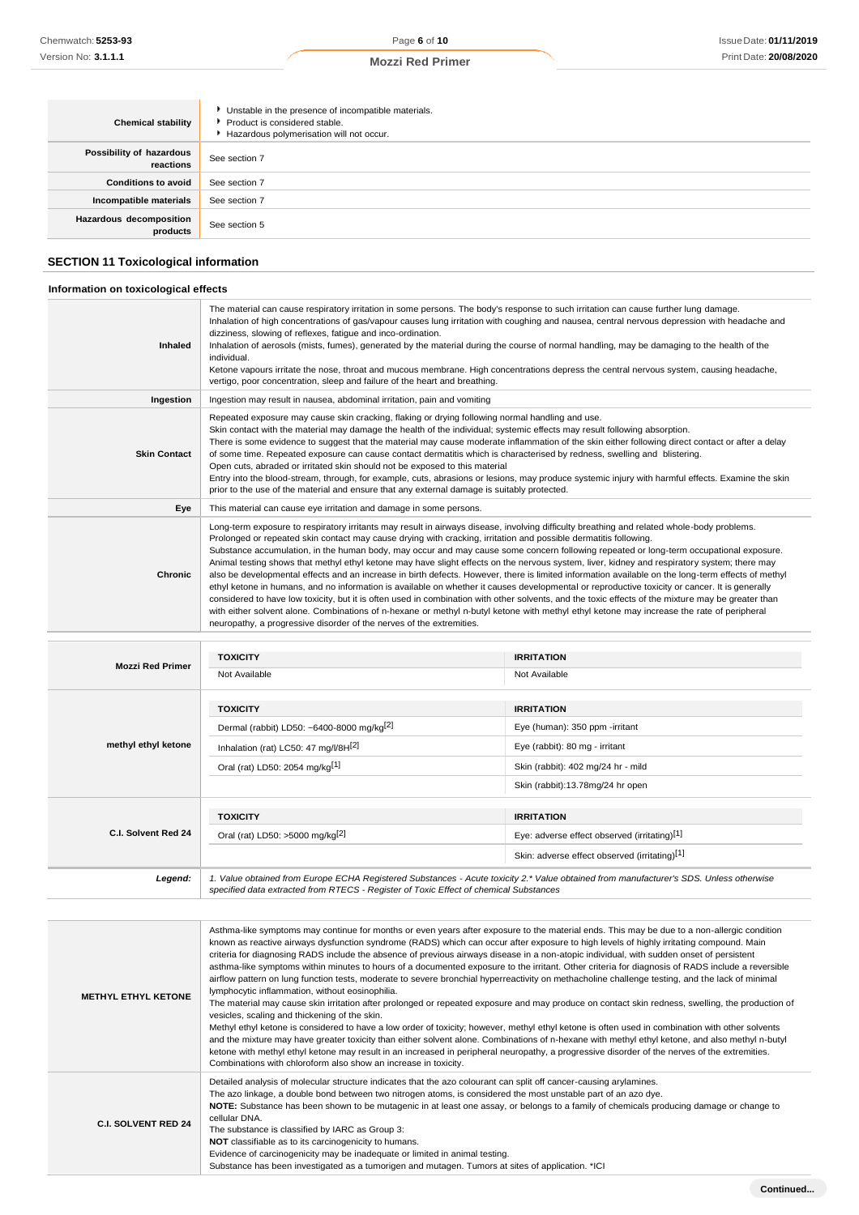| | |
|---|---|
| **Chemical stability** | Unstable in the presence of incompatible materials.<br>Product is considered stable.<br>Hazardous polymerisation will not occur. |
| **Possibility of hazardous reactions** | See section 7 |
| **Conditions to avoid** | See section 7 |
| **Incompatible materials** | See section 7 |
| **Hazardous decomposition products** | See section 5 |

## SECTION 11 Toxicological information

### Information on toxicological effects

| | |
|---|---|
| **Inhaled** | The material can cause respiratory irritation in some persons. The body's response to such irritation can cause further lung damage.<br>Inhalation of high concentrations of gas/vapour causes lung irritation with coughing and nausea, central nervous depression with headache and dizziness, slowing of reflexes, fatigue and inco-ordination.<br>Inhalation of aerosols (mists, fumes), generated by the material during the course of normal handling, may be damaging to the health of the individual.<br>Ketone vapours irritate the nose, throat and mucous membrane. High concentrations depress the central nervous system, causing headache, vertigo, poor concentration, sleep and failure of the heart and breathing. |
| **Ingestion** | Ingestion may result in nausea, abdominal irritation, pain and vomiting |
| **Skin Contact** | Repeated exposure may cause skin cracking, flaking or drying following normal handling and use.<br>Skin contact with the material may damage the health of the individual; systemic effects may result following absorption.<br>There is some evidence to suggest that the material may cause moderate inflammation of the skin either following direct contact or after a delay of some time. Repeated exposure can cause contact dermatitis which is characterised by redness, swelling and blistering.<br>Open cuts, abraded or irritated skin should not be exposed to this material<br>Entry into the blood-stream, through, for example, cuts, abrasions or lesions, may produce systemic injury with harmful effects. Examine the skin prior to the use of the material and ensure that any external damage is suitably protected. |
| **Eye** | This material can cause eye irritation and damage in some persons. |
| **Chronic** | Long-term exposure to respiratory irritants may result in airways disease, involving difficulty breathing and related whole-body problems.<br>Prolonged or repeated skin contact may cause drying with cracking, irritation and possible dermatitis following.<br>Substance accumulation, in the human body, may occur and may cause some concern following repeated or long-term occupational exposure.<br>Animal testing shows that methyl ethyl ketone may have slight effects on the nervous system, liver, kidney and respiratory system; there may also be developmental effects and an increase in birth defects. However, there is limited information available on the long-term effects of methyl ethyl ketone in humans, and no information is available on whether it causes developmental or reproductive toxicity or cancer. It is generally considered to have low toxicity, but it is often used in combination with other solvents, and the toxic effects of the mixture may be greater than with either solvent alone. Combinations of n-hexane or methyl n-butyl ketone with methyl ethyl ketone may increase the rate of peripheral neuropathy, a progressive disorder of the nerves of the extremities. |

| | TOXICITY | IRRITATION |
|---|---|---|
| **Mozzi Red Primer** | Not Available | Not Available |
| **methyl ethyl ketone** | Dermal (rabbit) LD50: ~6400-8000 mg/kg[2] | Eye (human): 350 ppm -irritant |
| | Inhalation (rat) LC50: 47 mg/l/8H[2] | Eye (rabbit): 80 mg - irritant |
| | Oral (rat) LD50: 2054 mg/kg[1] | Skin (rabbit): 402 mg/24 hr - mild |
| | | Skin (rabbit):13.78mg/24 hr open |
| **C.I. Solvent Red 24** | Oral (rat) LD50: >5000 mg/kg[2] | Eye: adverse effect observed (irritating)[1] |
| | | Skin: adverse effect observed (irritating)[1] |
| ***Legend:*** | *1. Value obtained from Europe ECHA Registered Substances - Acute toxicity 2.\* Value obtained from manufacturer's SDS. Unless otherwise specified data extracted from RTECS - Register of Toxic Effect of chemical Substances* | |

| | |
|---|---|
| **METHYL ETHYL KETONE** | Asthma-like symptoms may continue for months or even years after exposure to the material ends. This may be due to a non-allergic condition known as reactive airways dysfunction syndrome (RADS) which can occur after exposure to high levels of highly irritating compound. Main criteria for diagnosing RADS include the absence of previous airways disease in a non-atopic individual, with sudden onset of persistent asthma-like symptoms within minutes to hours of a documented exposure to the irritant. Other criteria for diagnosis of RADS include a reversible airflow pattern on lung function tests, moderate to severe bronchial hyperreactivity on methacholine challenge testing, and the lack of minimal lymphocytic inflammation, without eosinophilia.<br>The material may cause skin irritation after prolonged or repeated exposure and may produce on contact skin redness, swelling, the production of vesicles, scaling and thickening of the skin.<br>Methyl ethyl ketone is considered to have a low order of toxicity; however, methyl ethyl ketone is often used in combination with other solvents and the mixture may have greater toxicity than either solvent alone. Combinations of n-hexane with methyl ethyl ketone, and also methyl n-butyl ketone with methyl ethyl ketone may result in an increased in peripheral neuropathy, a progressive disorder of the nerves of the extremities.<br>Combinations with chloroform also show an increase in toxicity. |
| **C.I. SOLVENT RED 24** | Detailed analysis of molecular structure indicates that the azo colourant can split off cancer-causing arylamines.<br>The azo linkage, a double bond between two nitrogen atoms, is considered the most unstable part of an azo dye.<br>**NOTE:** Substance has been shown to be mutagenic in at least one assay, or belongs to a family of chemicals producing damage or change to cellular DNA.<br>The substance is classified by IARC as Group 3:<br>**NOT** classifiable as to its carcinogenicity to humans.<br>Evidence of carcinogenicity may be inadequate or limited in animal testing.<br>Substance has been investigated as a tumorigen and mutagen. Tumors at sites of application. *ICI |

**Continued...**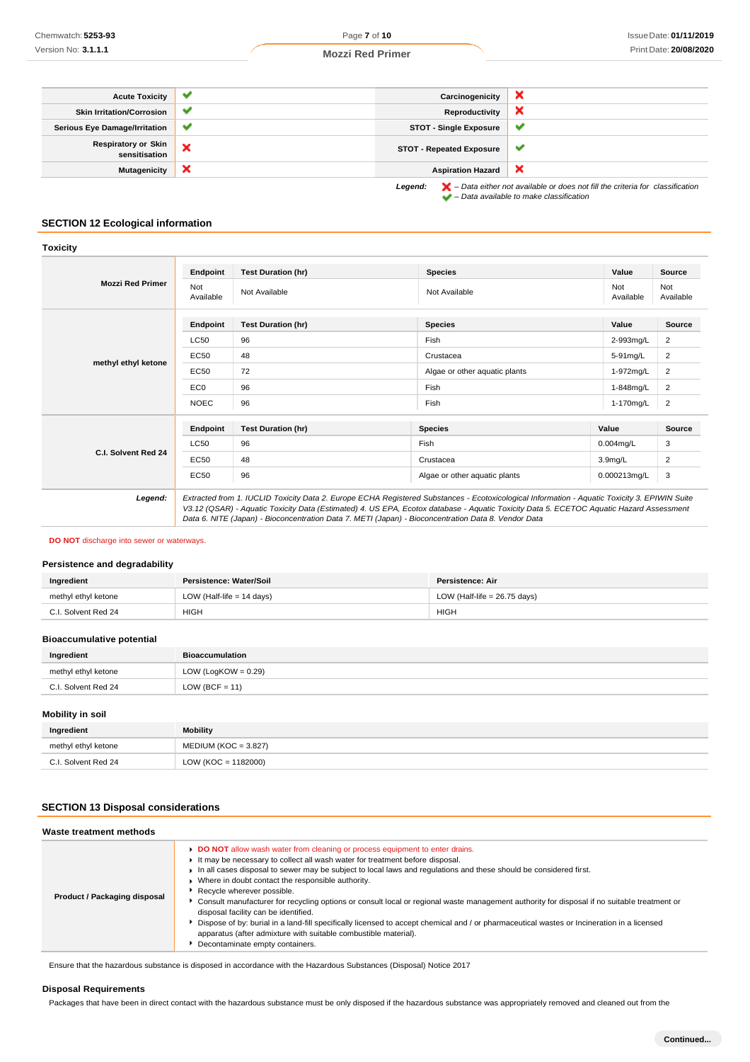| Acute Toxicity | ✔ | Carcinogenicity | ✘ |
| --- | --- | --- | --- |
| Skin Irritation/Corrosion | ✔ | Reproductivity | ✘ |
| Serious Eye Damage/Irritation | ✔ | STOT - Single Exposure | ✔ |
| Respiratory or Skin sensitisation | ✘ | STOT - Repeated Exposure | ✔ |
| Mutagenicity | ✘ | Aspiration Hazard | ✘ |

*Legend:* ✘ *– Data either not available or does not fill the criteria for classification*
✔ *– Data available to make classification*

## SECTION 12 Ecological information

### Toxicity

**Mozzi Red Primer**

| Endpoint | Test Duration (hr) | Species | Value | Source |
| --- | --- | --- | --- | --- |
| Not Available | Not Available | Not Available | Not Available | Not Available |

**methyl ethyl ketone**

| Endpoint | Test Duration (hr) | Species | Value | Source |
| --- | --- | --- | --- | --- |
| LC50 | 96 | Fish | 2-993mg/L | 2 |
| EC50 | 48 | Crustacea | 5-91mg/L | 2 |
| EC50 | 72 | Algae or other aquatic plants | 1-972mg/L | 2 |
| EC0 | 96 | Fish | 1-848mg/L | 2 |
| NOEC | 96 | Fish | 1-170mg/L | 2 |

**C.I. Solvent Red 24**

| Endpoint | Test Duration (hr) | Species | Value | Source |
| --- | --- | --- | --- | --- |
| LC50 | 96 | Fish | 0.004mg/L | 3 |
| EC50 | 48 | Crustacea | 3.9mg/L | 2 |
| EC50 | 96 | Algae or other aquatic plants | 0.000213mg/L | 3 |

***Legend:*** *Extracted from 1. IUCLID Toxicity Data 2. Europe ECHA Registered Substances - Ecotoxicological Information - Aquatic Toxicity 3. EPIWIN Suite V3.12 (QSAR) - Aquatic Toxicity Data (Estimated) 4. US EPA, Ecotox database - Aquatic Toxicity Data 5. ECETOC Aquatic Hazard Assessment Data 6. NITE (Japan) - Bioconcentration Data 7. METI (Japan) - Bioconcentration Data 8. Vendor Data*

**DO NOT** discharge into sewer or waterways.

### Persistence and degradability

| Ingredient | Persistence: Water/Soil | Persistence: Air |
| --- | --- | --- |
| methyl ethyl ketone | LOW (Half-life = 14 days) | LOW (Half-life = 26.75 days) |
| C.I. Solvent Red 24 | HIGH | HIGH |

### Bioaccumulative potential

| Ingredient | Bioaccumulation |
| --- | --- |
| methyl ethyl ketone | LOW (LogKOW = 0.29) |
| C.I. Solvent Red 24 | LOW (BCF = 11) |

### Mobility in soil

| Ingredient | Mobility |
| --- | --- |
| methyl ethyl ketone | MEDIUM (KOC = 3.827) |
| C.I. Solvent Red 24 | LOW (KOC = 1182000) |

## SECTION 13 Disposal considerations

### Waste treatment methods

**Product / Packaging disposal**

- **DO NOT** allow wash water from cleaning or process equipment to enter drains.
- It may be necessary to collect all wash water for treatment before disposal.
- In all cases disposal to sewer may be subject to local laws and regulations and these should be considered first.
- Where in doubt contact the responsible authority.
- Recycle wherever possible.
- Consult manufacturer for recycling options or consult local or regional waste management authority for disposal if no suitable treatment or disposal facility can be identified.
- Dispose of by: burial in a land-fill specifically licensed to accept chemical and / or pharmaceutical wastes or Incineration in a licensed apparatus (after admixture with suitable combustible material).
- Decontaminate empty containers.

Ensure that the hazardous substance is disposed in accordance with the Hazardous Substances (Disposal) Notice 2017

### Disposal Requirements

Packages that have been in direct contact with the hazardous substance must be only disposed if the hazardous substance was appropriately removed and cleaned out from the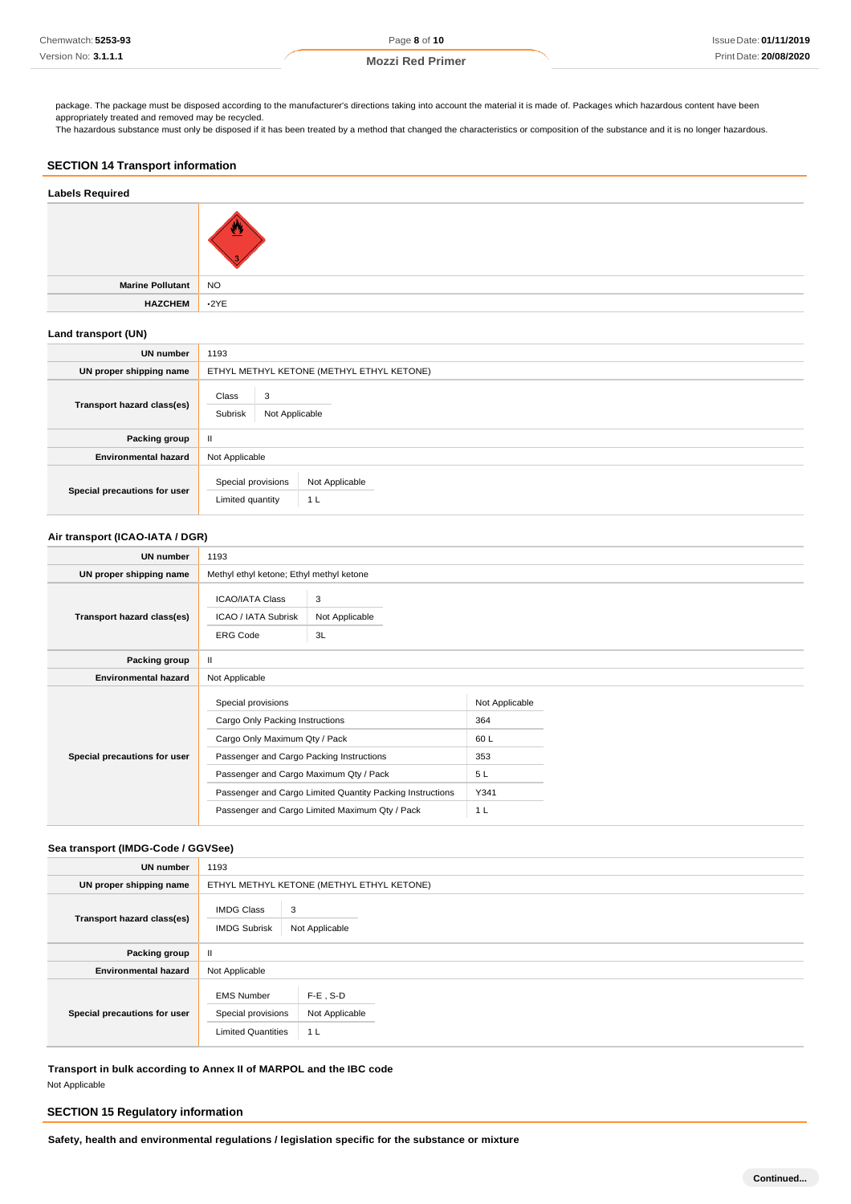package. The package must be disposed according to the manufacturer's directions taking into account the material it is made of. Packages which hazardous content have been appropriately treated and removed may be recycled.
The hazardous substance must only be disposed if it has been treated by a method that changed the characteristics or composition of the substance and it is no longer hazardous.

## SECTION 14 Transport information

### Labels Required

| | |
|---|---|
| **Marine Pollutant** | NO |
| **HAZCHEM** | •2YE |

### Land transport (UN)

| | |
|---|---|
| **UN number** | 1193 |
| **UN proper shipping name** | ETHYL METHYL KETONE (METHYL ETHYL KETONE) |
| **Transport hazard class(es)** | Class: 3<br>Subrisk: Not Applicable |
| **Packing group** | II |
| **Environmental hazard** | Not Applicable |
| **Special precautions for user** | Special provisions: Not Applicable<br>Limited quantity: 1 L |

### Air transport (ICAO-IATA / DGR)

| | |
|---|---|
| **UN number** | 1193 |
| **UN proper shipping name** | Methyl ethyl ketone; Ethyl methyl ketone |
| **Transport hazard class(es)** | ICAO/IATA Class: 3<br>ICAO / IATA Subrisk: Not Applicable<br>ERG Code: 3L |
| **Packing group** | II |
| **Environmental hazard** | Not Applicable |
| **Special precautions for user** | Special provisions: Not Applicable<br>Cargo Only Packing Instructions: 364<br>Cargo Only Maximum Qty / Pack: 60 L<br>Passenger and Cargo Packing Instructions: 353<br>Passenger and Cargo Maximum Qty / Pack: 5 L<br>Passenger and Cargo Limited Quantity Packing Instructions: Y341<br>Passenger and Cargo Limited Maximum Qty / Pack: 1 L |

### Sea transport (IMDG-Code / GGVSee)

| | |
|---|---|
| **UN number** | 1193 |
| **UN proper shipping name** | ETHYL METHYL KETONE (METHYL ETHYL KETONE) |
| **Transport hazard class(es)** | IMDG Class: 3<br>IMDG Subrisk: Not Applicable |
| **Packing group** | II |
| **Environmental hazard** | Not Applicable |
| **Special precautions for user** | EMS Number: F-E , S-D<br>Special provisions: Not Applicable<br>Limited Quantities: 1 L |

### Transport in bulk according to Annex II of MARPOL and the IBC code

Not Applicable

## SECTION 15 Regulatory information

### Safety, health and environmental regulations / legislation specific for the substance or mixture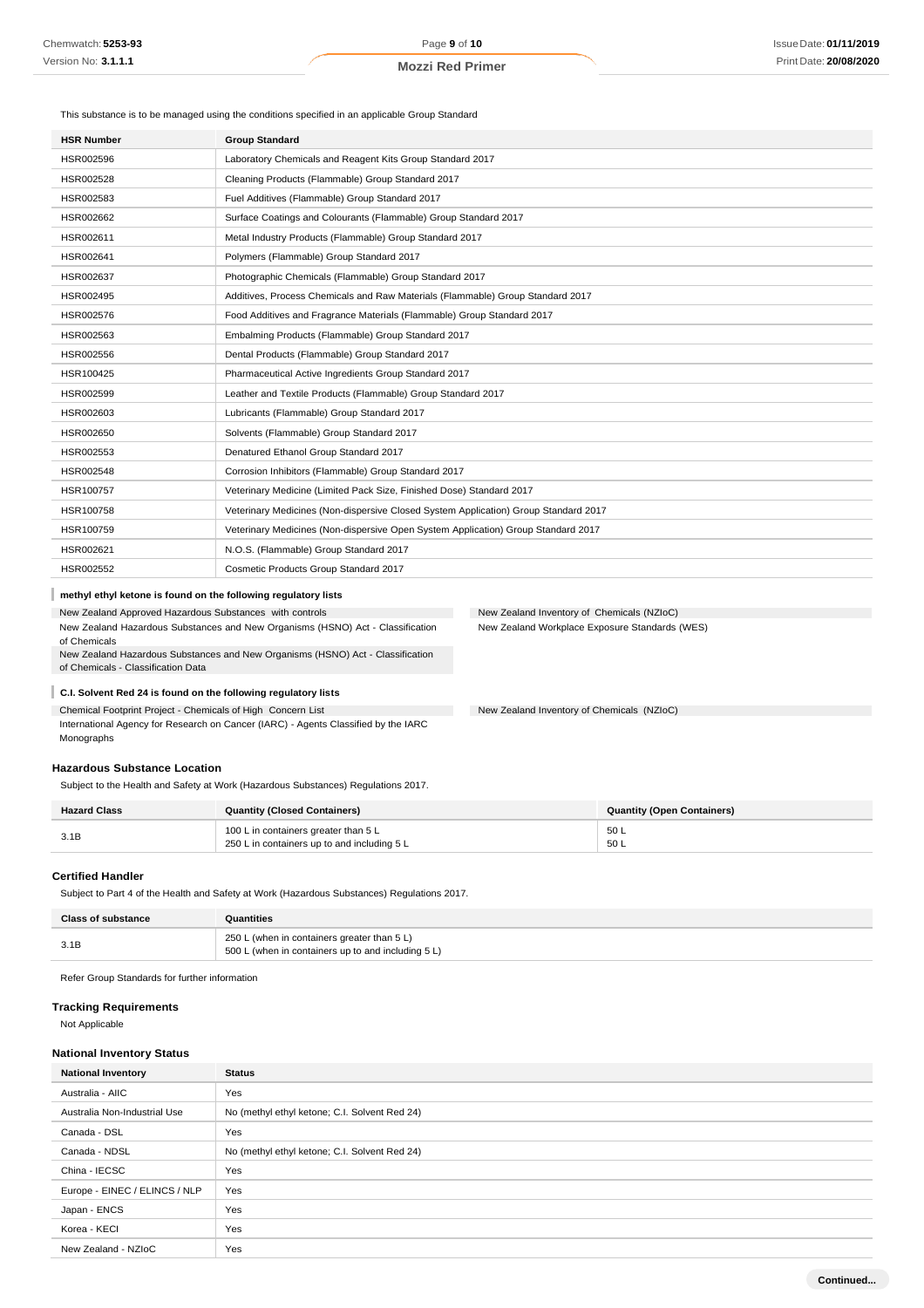This substance is to be managed using the conditions specified in an applicable Group Standard

| HSR Number | Group Standard |
|---|---|
| HSR002596 | Laboratory Chemicals and Reagent Kits Group Standard 2017 |
| HSR002528 | Cleaning Products (Flammable) Group Standard 2017 |
| HSR002583 | Fuel Additives (Flammable) Group Standard 2017 |
| HSR002662 | Surface Coatings and Colourants (Flammable) Group Standard 2017 |
| HSR002611 | Metal Industry Products (Flammable) Group Standard 2017 |
| HSR002641 | Polymers (Flammable) Group Standard 2017 |
| HSR002637 | Photographic Chemicals (Flammable) Group Standard 2017 |
| HSR002495 | Additives, Process Chemicals and Raw Materials (Flammable) Group Standard 2017 |
| HSR002576 | Food Additives and Fragrance Materials (Flammable) Group Standard 2017 |
| HSR002563 | Embalming Products (Flammable) Group Standard 2017 |
| HSR002556 | Dental Products (Flammable) Group Standard 2017 |
| HSR100425 | Pharmaceutical Active Ingredients Group Standard 2017 |
| HSR002599 | Leather and Textile Products (Flammable) Group Standard 2017 |
| HSR002603 | Lubricants (Flammable) Group Standard 2017 |
| HSR002650 | Solvents (Flammable) Group Standard 2017 |
| HSR002553 | Denatured Ethanol Group Standard 2017 |
| HSR002548 | Corrosion Inhibitors (Flammable) Group Standard 2017 |
| HSR100757 | Veterinary Medicine (Limited Pack Size, Finished Dose) Standard 2017 |
| HSR100758 | Veterinary Medicines (Non-dispersive Closed System Application) Group Standard 2017 |
| HSR100759 | Veterinary Medicines (Non-dispersive Open System Application) Group Standard 2017 |
| HSR002621 | N.O.S. (Flammable) Group Standard 2017 |
| HSR002552 | Cosmetic Products Group Standard 2017 |

**methyl ethyl ketone is found on the following regulatory lists**

New Zealand Approved Hazardous Substances with controls
New Zealand Hazardous Substances and New Organisms (HSNO) Act - Classification of Chemicals
New Zealand Hazardous Substances and New Organisms (HSNO) Act - Classification of Chemicals - Classification Data
New Zealand Inventory of Chemicals (NZIoC)
New Zealand Workplace Exposure Standards (WES)

**C.I. Solvent Red 24 is found on the following regulatory lists**

Chemical Footprint Project - Chemicals of High Concern List
International Agency for Research on Cancer (IARC) - Agents Classified by the IARC Monographs
New Zealand Inventory of Chemicals (NZIoC)

### Hazardous Substance Location

Subject to the Health and Safety at Work (Hazardous Substances) Regulations 2017.

| Hazard Class | Quantity (Closed Containers) | Quantity (Open Containers) |
|---|---|---|
| 3.1B | 100 L in containers greater than 5 L<br>250 L in containers up to and including 5 L | 50 L<br>50 L |

### Certified Handler

Subject to Part 4 of the Health and Safety at Work (Hazardous Substances) Regulations 2017.

| Class of substance | Quantities |
|---|---|
| 3.1B | 250 L (when in containers greater than 5 L)<br>500 L (when in containers up to and including 5 L) |

Refer Group Standards for further information

### Tracking Requirements

Not Applicable

### National Inventory Status

| National Inventory | Status |
|---|---|
| Australia - AIIC | Yes |
| Australia Non-Industrial Use | No (methyl ethyl ketone; C.I. Solvent Red 24) |
| Canada - DSL | Yes |
| Canada - NDSL | No (methyl ethyl ketone; C.I. Solvent Red 24) |
| China - IECSC | Yes |
| Europe - EINEC / ELINCS / NLP | Yes |
| Japan - ENCS | Yes |
| Korea - KECI | Yes |
| New Zealand - NZIoC | Yes |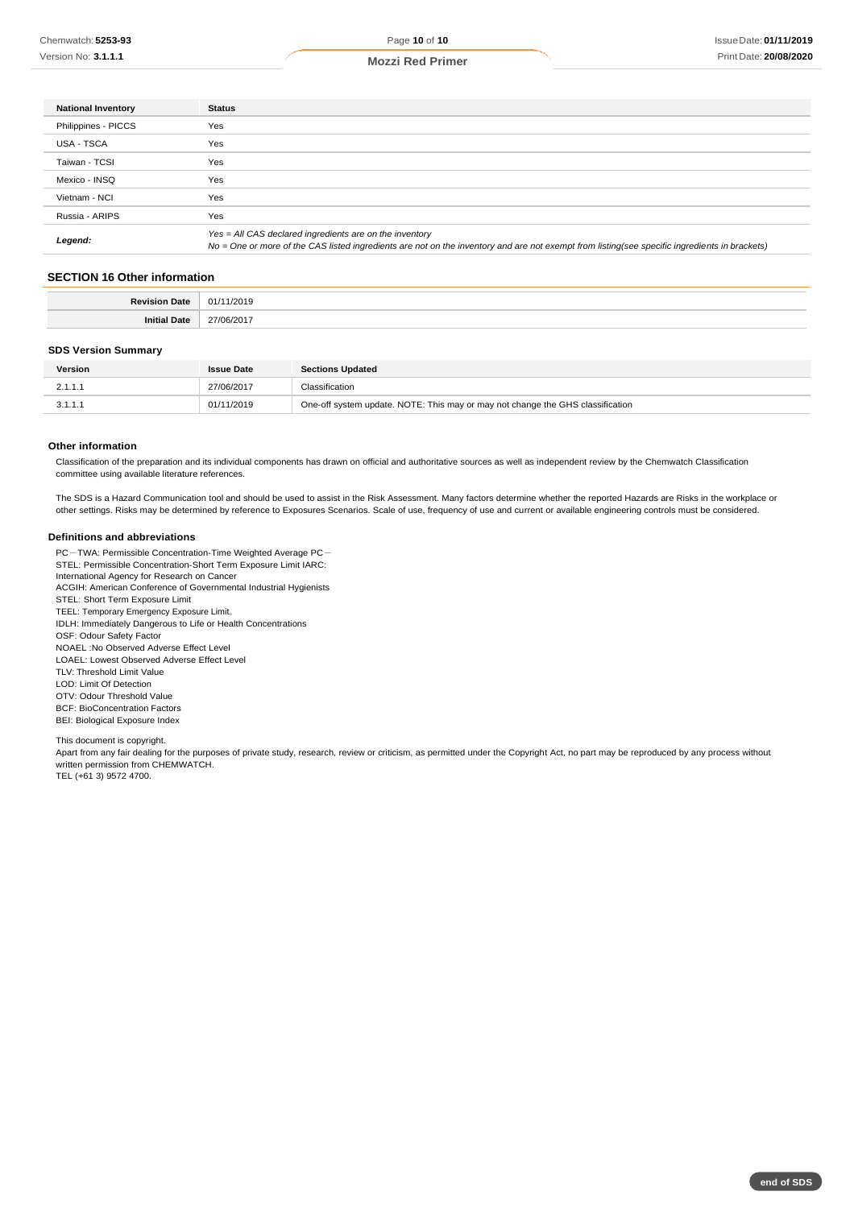| National Inventory | Status |
| --- | --- |
| Philippines - PICCS | Yes |
| USA - TSCA | Yes |
| Taiwan - TCSI | Yes |
| Mexico - INSQ | Yes |
| Vietnam - NCI | Yes |
| Russia - ARIPS | Yes |
| *Legend:* | *Yes = All CAS declared ingredients are on the inventory*<br>*No = One or more of the CAS listed ingredients are not on the inventory and are not exempt from listing(see specific ingredients in brackets)* |

## SECTION 16 Other information

| | |
| --- | --- |
| **Revision Date** | 01/11/2019 |
| **Initial Date** | 27/06/2017 |

### SDS Version Summary

| Version | Issue Date | Sections Updated |
| --- | --- | --- |
| 2.1.1.1 | 27/06/2017 | Classification |
| 3.1.1.1 | 01/11/2019 | One-off system update. NOTE: This may or may not change the GHS classification |

### Other information

Classification of the preparation and its individual components has drawn on official and authoritative sources as well as independent review by the Chemwatch Classification committee using available literature references.

The SDS is a Hazard Communication tool and should be used to assist in the Risk Assessment. Many factors determine whether the reported Hazards are Risks in the workplace or other settings. Risks may be determined by reference to Exposures Scenarios. Scale of use, frequency of use and current or available engineering controls must be considered.

### Definitions and abbreviations

PC－TWA: Permissible Concentration-Time Weighted Average PC－
STEL: Permissible Concentration-Short Term Exposure Limit IARC:
International Agency for Research on Cancer
ACGIH: American Conference of Governmental Industrial Hygienists
STEL: Short Term Exposure Limit
TEEL: Temporary Emergency Exposure Limit。
IDLH: Immediately Dangerous to Life or Health Concentrations
OSF: Odour Safety Factor
NOAEL :No Observed Adverse Effect Level
LOAEL: Lowest Observed Adverse Effect Level
TLV: Threshold Limit Value
LOD: Limit Of Detection
OTV: Odour Threshold Value
BCF: BioConcentration Factors
BEI: Biological Exposure Index

This document is copyright.
Apart from any fair dealing for the purposes of private study, research, review or criticism, as permitted under the Copyright Act, no part may be reproduced by any process without written permission from CHEMWATCH.
TEL (+61 3) 9572 4700.

**end of SDS**